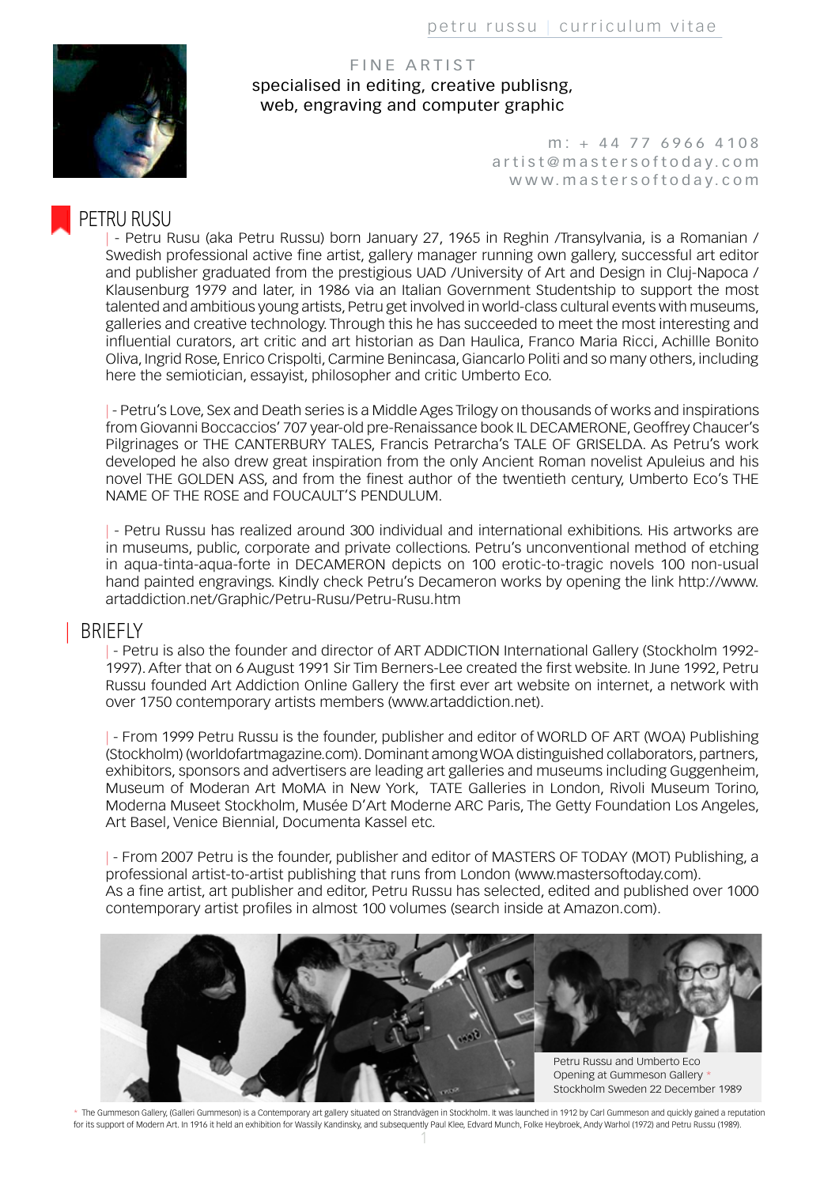FINE ARTIST
specialised in editing, creative publisng, web, engraving and computer graphic

m: + 44 77 6966 4108
artist@mastersoftoday.com
www.mastersoftoday.com

## PETRU RUSU

| - Petru Rusu (aka Petru Russu) born January 27, 1965 in Reghin /Transylvania, is a Romanian / Swedish professional active fine artist, gallery manager running own gallery, successful art editor and publisher graduated from the prestigious UAD /University of Art and Design in Cluj-Napoca / Klausenburg 1979 and later, in 1986 via an Italian Government Studentship to support the most talented and ambitious young artists, Petru get involved in world-class cultural events with museums, galleries and creative technology. Through this he has succeeded to meet the most interesting and influential curators, art critic and art historian as Dan Haulica, Franco Maria Ricci, Achillle Bonito Oliva, Ingrid Rose, Enrico Crispolti, Carmine Benincasa, Giancarlo Politi and so many others, including here the semiotician, essayist, philosopher and critic Umberto Eco.

| - Petru's Love, Sex and Death series is a Middle Ages Trilogy on thousands of works and inspirations from Giovanni Boccaccios' 707 year-old pre-Renaissance book IL DECAMERONE, Geoffrey Chaucer's Pilgrinages or THE CANTERBURY TALES, Francis Petrarcha's TALE OF GRISELDA. As Petru's work developed he also drew great inspiration from the only Ancient Roman novelist Apuleius and his novel THE GOLDEN ASS, and from the finest author of the twentieth century, Umberto Eco's THE NAME OF THE ROSE and FOUCAULT'S PENDULUM.

| - Petru Russu has realized around 300 individual and international exhibitions. His artworks are in museums, public, corporate and private collections. Petru's unconventional method of etching in aqua-tinta-aqua-forte in DECAMERON depicts on 100 erotic-to-tragic novels 100 non-usual hand painted engravings. Kindly check Petru's Decameron works by opening the link http://www.artaddiction.net/Graphic/Petru-Rusu/Petru-Rusu.htm

## BRIEFLY

| - Petru is also the founder and director of ART ADDICTION International Gallery (Stockholm 1992-1997). After that on 6 August 1991 Sir Tim Berners-Lee created the first website. In June 1992, Petru Russu founded Art Addiction Online Gallery the first ever art website on internet, a network with over 1750 contemporary artists members (www.artaddiction.net).

| - From 1999 Petru Russu is the founder, publisher and editor of WORLD OF ART (WOA) Publishing (Stockholm) (worldofartmagazine.com). Dominant among WOA distinguished collaborators, partners, exhibitors, sponsors and advertisers are leading art galleries and museums including Guggenheim, Museum of Moderan Art MoMA in New York, TATE Galleries in London, Rivoli Museum Torino, Moderna Museet Stockholm, Musée D'Art Moderne ARC Paris, The Getty Foundation Los Angeles, Art Basel, Venice Biennial, Documenta Kassel etc.

| - From 2007 Petru is the founder, publisher and editor of MASTERS OF TODAY (MOT) Publishing, a professional artist-to-artist publishing that runs from London (www.mastersoftoday.com).
As a fine artist, art publisher and editor, Petru Russu has selected, edited and published over 1000 contemporary artist profiles in almost 100 volumes (search inside at Amazon.com).

Petru Russu and Umberto Eco
Opening at Gummeson Gallery *
Stockholm Sweden 22 December 1989

* The Gummeson Gallery, (Galleri Gummeson) is a Contemporary art gallery situated on Strandvägen in Stockholm. It was launched in 1912 by Carl Gummeson and quickly gained a reputation for its support of Modern Art. In 1916 it held an exhibition for Wassily Kandinsky, and subsequently Paul Klee, Edvard Munch, Folke Heybroek, Andy Warhol (1972) and Petru Russu (1989).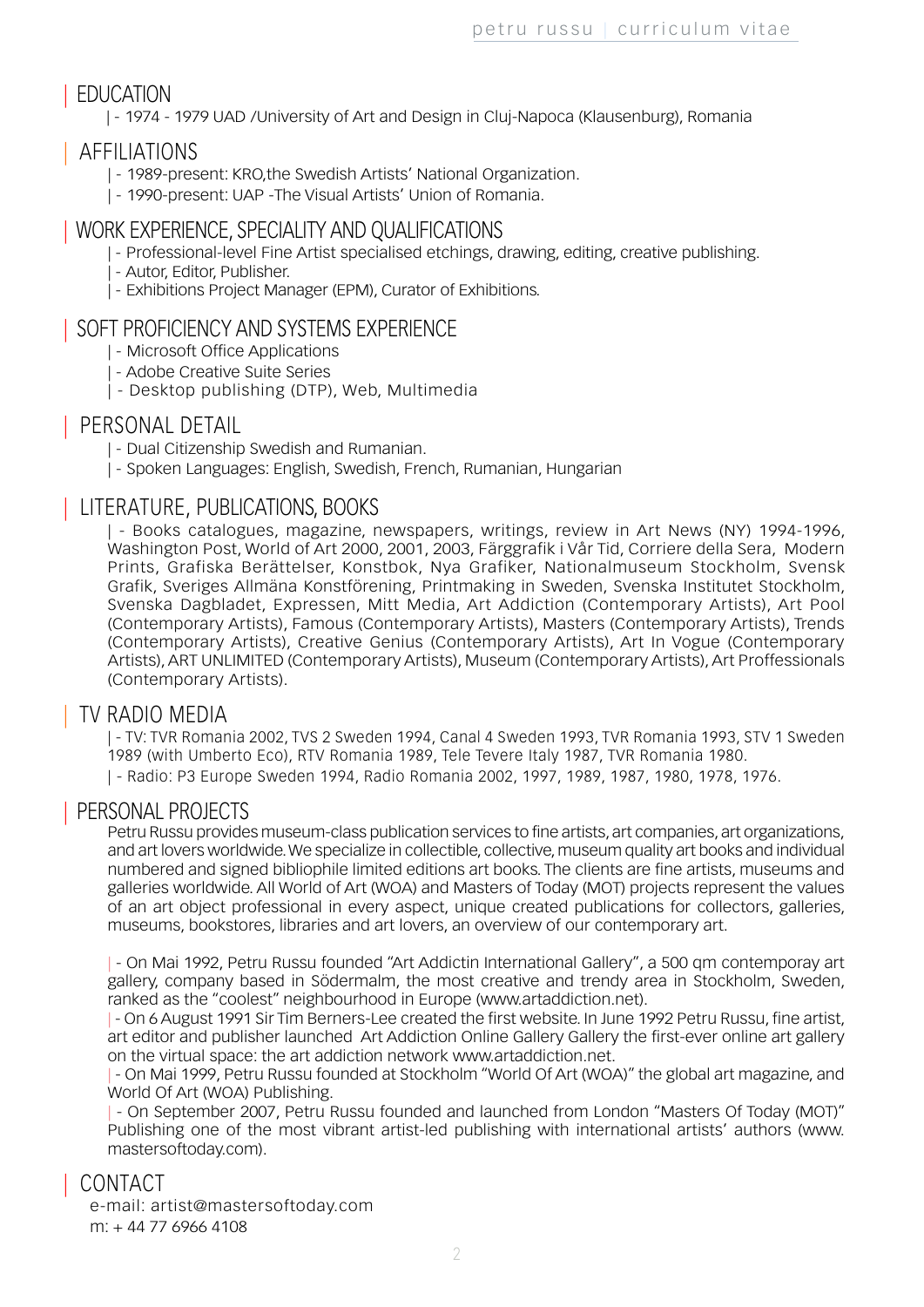## | EDUCATION

| - 1974 - 1979 UAD /University of Art and Design in Cluj-Napoca (Klausenburg), Romania

## | AFFILIATIONS

| - 1989-present: KRO,the Swedish Artists' National Organization.

| - 1990-present: UAP -The Visual Artists' Union of Romania.

## | WORK EXPERIENCE, SPECIALITY AND QUALIFICATIONS

| - Professional-level Fine Artist specialised etchings, drawing, editing, creative publishing.

| - Autor, Editor, Publisher.

| - Exhibitions Project Manager (EPM), Curator of Exhibitions.

## | SOFT PROFICIENCY AND SYSTEMS EXPERIENCE

| - Microsoft Office Applications

| - Adobe Creative Suite Series

| - Desktop publishing (DTP), Web, Multimedia

## | PERSONAL DETAIL

| - Dual Citizenship Swedish and Rumanian.

| - Spoken Languages: English, Swedish, French, Rumanian, Hungarian

## | LITERATURE, PUBLICATIONS, BOOKS

| - Books catalogues, magazine, newspapers, writings, review in Art News (NY) 1994-1996, Washington Post, World of Art 2000, 2001, 2003, Färggrafik i Vår Tid, Corriere della Sera, Modern Prints, Grafiska Berättelser, Konstbok, Nya Grafiker, Nationalmuseum Stockholm, Svensk Grafik, Sveriges Allmäna Konstförening, Printmaking in Sweden, Svenska Institutet Stockholm, Svenska Dagbladet, Expressen, Mitt Media, Art Addiction (Contemporary Artists), Art Pool (Contemporary Artists), Famous (Contemporary Artists), Masters (Contemporary Artists), Trends (Contemporary Artists), Creative Genius (Contemporary Artists), Art In Vogue (Contemporary Artists), ART UNLIMITED (Contemporary Artists), Museum (Contemporary Artists), Art Proffessionals (Contemporary Artists).

## | TV RADIO MEDIA

| - TV: TVR Romania 2002, TVS 2 Sweden 1994, Canal 4 Sweden 1993, TVR Romania 1993, STV 1 Sweden 1989 (with Umberto Eco), RTV Romania 1989, Tele Tevere Italy 1987, TVR Romania 1980.

| - Radio: P3 Europe Sweden 1994, Radio Romania 2002, 1997, 1989, 1987, 1980, 1978, 1976.

## | PERSONAL PROJECTS

Petru Russu provides museum-class publication services to fine artists, art companies, art organizations, and art lovers worldwide. We specialize in collectible, collective, museum quality art books and individual numbered and signed bibliophile limited editions art books. The clients are fine artists, museums and galleries worldwide. All World of Art (WOA) and Masters of Today (MOT) projects represent the values of an art object professional in every aspect, unique created publications for collectors, galleries, museums, bookstores, libraries and art lovers, an overview of our contemporary art.

| - On Mai 1992, Petru Russu founded "Art Addictin International Gallery", a 500 qm contemporay art gallery, company based in Södermalm, the most creative and trendy area in Stockholm, Sweden, ranked as the "coolest" neighbourhood in Europe (www.artaddiction.net).

| - On 6 August 1991 Sir Tim Berners-Lee created the first website. In June 1992 Petru Russu, fine artist, art editor and publisher launched Art Addiction Online Gallery Gallery the first-ever online art gallery on the virtual space: the art addiction network www.artaddiction.net.

| - On Mai 1999, Petru Russu founded at Stockholm "World Of Art (WOA)" the global art magazine, and World Of Art (WOA) Publishing.

| - On September 2007, Petru Russu founded and launched from London "Masters Of Today (MOT)" Publishing one of the most vibrant artist-led publishing with international artists' authors (www.mastersoftoday.com).

## | CONTACT

e-mail: artist@mastersoftoday.com

m: + 44 77 6966 4108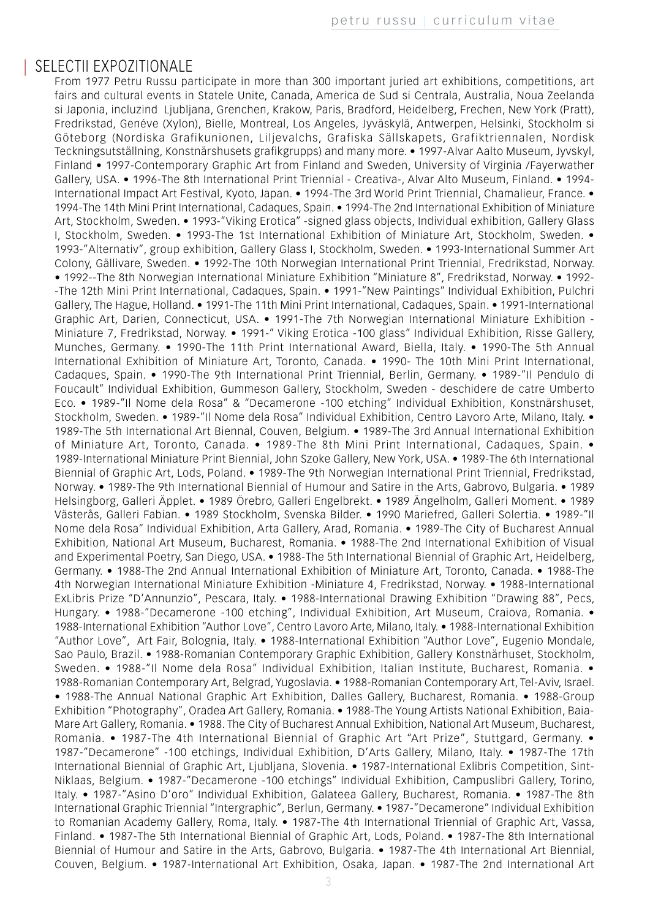## SELECTII EXPOZITIONALE

From 1977 Petru Russu participate in more than 300 important juried art exhibitions, competitions, art fairs and cultural events in Statele Unite, Canada, America de Sud si Centrala, Australia, Noua Zeelanda si Japonia, incluzind Ljubljana, Grenchen, Krakow, Paris, Bradford, Heidelberg, Frechen, New York (Pratt), Fredrikstad, Genéve (Xylon), Bielle, Montreal, Los Angeles, Jyväskylä, Antwerpen, Helsinki, Stockholm si Göteborg (Nordiska Grafikunionen, Liljevalchs, Grafiska Sällskapets, Grafiktriennalen, Nordisk Teckningsutställning, Konstnärshusets grafikgrupps) and many more. • 1997-Alvar Aalto Museum, Jyvskyl, Finland • 1997-Contemporary Graphic Art from Finland and Sweden, University of Virginia /Fayerwather Gallery, USA. • 1996-The 8th International Print Triennial - Creativa-, Alvar Alto Museum, Finland. • 1994-International Impact Art Festival, Kyoto, Japan. • 1994-The 3rd World Print Triennial, Chamalieur, France. • 1994-The 14th Mini Print International, Cadaques, Spain. • 1994-The 2nd International Exhibition of Miniature Art, Stockholm, Sweden. • 1993-"Viking Erotica" -signed glass objects, Individual exhibition, Gallery Glass I, Stockholm, Sweden. • 1993-The 1st International Exhibition of Miniature Art, Stockholm, Sweden. • 1993-"Alternativ", group exhibition, Gallery Glass I, Stockholm, Sweden. • 1993-International Summer Art Colony, Gällivare, Sweden. • 1992-The 10th Norwegian International Print Triennial, Fredrikstad, Norway. • 1992--The 8th Norwegian International Miniature Exhibition "Miniature 8", Fredrikstad, Norway. • 1992--The 12th Mini Print International, Cadaques, Spain. • 1991-"New Paintings" Individual Exhibition, Pulchri Gallery, The Hague, Holland. • 1991-The 11th Mini Print International, Cadaques, Spain. • 1991-International Graphic Art, Darien, Connecticut, USA. • 1991-The 7th Norwegian International Miniature Exhibition - Miniature 7, Fredrikstad, Norway. • 1991-" Viking Erotica -100 glass" Individual Exhibition, Risse Gallery, Munches, Germany. • 1990-The 11th Print International Award, Biella, Italy. • 1990-The 5th Annual International Exhibition of Miniature Art, Toronto, Canada. • 1990- The 10th Mini Print International, Cadaques, Spain. • 1990-The 9th International Print Triennial, Berlin, Germany. • 1989-"Il Pendulo di Foucault" Individual Exhibition, Gummeson Gallery, Stockholm, Sweden - deschidere de catre Umberto Eco. • 1989-"Il Nome dela Rosa" & "Decamerone -100 etching" Individual Exhibition, Konstnärshuset, Stockholm, Sweden. • 1989-"Il Nome dela Rosa" Individual Exhibition, Centro Lavoro Arte, Milano, Italy. • 1989-The 5th International Art Biennal, Couven, Belgium. • 1989-The 3rd Annual International Exhibition of Miniature Art, Toronto, Canada. • 1989-The 8th Mini Print International, Cadaques, Spain. • 1989-International Miniature Print Biennial, John Szoke Gallery, New York, USA. • 1989-The 6th International Biennial of Graphic Art, Lods, Poland. • 1989-The 9th Norwegian International Print Triennial, Fredrikstad, Norway. • 1989-The 9th International Biennial of Humour and Satire in the Arts, Gabrovo, Bulgaria. • 1989 Helsingborg, Galleri Äpplet. • 1989 Örebro, Galleri Engelbrekt. • 1989 Ängelholm, Galleri Moment. • 1989 Västerås, Galleri Fabian. • 1989 Stockholm, Svenska Bilder. • 1990 Mariefred, Galleri Solertia. • 1989-"Il Nome dela Rosa" Individual Exhibition, Arta Gallery, Arad, Romania. • 1989-The City of Bucharest Annual Exhibition, National Art Museum, Bucharest, Romania. • 1988-The 2nd International Exhibition of Visual and Experimental Poetry, San Diego, USA. • 1988-The 5th International Biennial of Graphic Art, Heidelberg, Germany. • 1988-The 2nd Annual International Exhibition of Miniature Art, Toronto, Canada. • 1988-The 4th Norwegian International Miniature Exhibition -Miniature 4, Fredrikstad, Norway. • 1988-International ExLibris Prize "D'Annunzio", Pescara, Italy. • 1988-International Drawing Exhibition "Drawing 88", Pecs, Hungary. • 1988-"Decamerone -100 etching", Individual Exhibition, Art Museum, Craiova, Romania. • 1988-International Exhibition "Author Love", Centro Lavoro Arte, Milano, Italy. • 1988-International Exhibition "Author Love", Art Fair, Bolognia, Italy. • 1988-International Exhibition "Author Love", Eugenio Mondale, Sao Paulo, Brazil. • 1988-Romanian Contemporary Graphic Exhibition, Gallery Konstnärhuset, Stockholm, Sweden. • 1988-"Il Nome dela Rosa" Individual Exhibition, Italian Institute, Bucharest, Romania. • 1988-Romanian Contemporary Art, Belgrad, Yugoslavia. • 1988-Romanian Contemporary Art, Tel-Aviv, Israel. • 1988-The Annual National Graphic Art Exhibition, Dalles Gallery, Bucharest, Romania. • 1988-Group Exhibition "Photography", Oradea Art Gallery, Romania. • 1988-The Young Artists National Exhibition, Baia-Mare Art Gallery, Romania. • 1988. The City of Bucharest Annual Exhibition, National Art Museum, Bucharest, Romania. • 1987-The 4th International Biennial of Graphic Art "Art Prize", Stuttgard, Germany. • 1987-"Decamerone" -100 etchings, Individual Exhibition, D'Arts Gallery, Milano, Italy. • 1987-The 17th International Biennial of Graphic Art, Ljubljana, Slovenia. • 1987-International Exlibris Competition, Sint-Niklaas, Belgium. • 1987-"Decamerone -100 etchings" Individual Exhibition, Campuslibri Gallery, Torino, Italy. • 1987-"Asino D'oro" Individual Exhibition, Galateea Gallery, Bucharest, Romania. • 1987-The 8th International Graphic Triennial "Intergraphic", Berlun, Germany. • 1987-"Decamerone" Individual Exhibition to Romanian Academy Gallery, Roma, Italy. • 1987-The 4th International Triennial of Graphic Art, Vassa, Finland. • 1987-The 5th International Biennial of Graphic Art, Lods, Poland. • 1987-The 8th International Biennial of Humour and Satire in the Arts, Gabrovo, Bulgaria. • 1987-The 4th International Art Biennial, Couven, Belgium. • 1987-International Art Exhibition, Osaka, Japan. • 1987-The 2nd International Art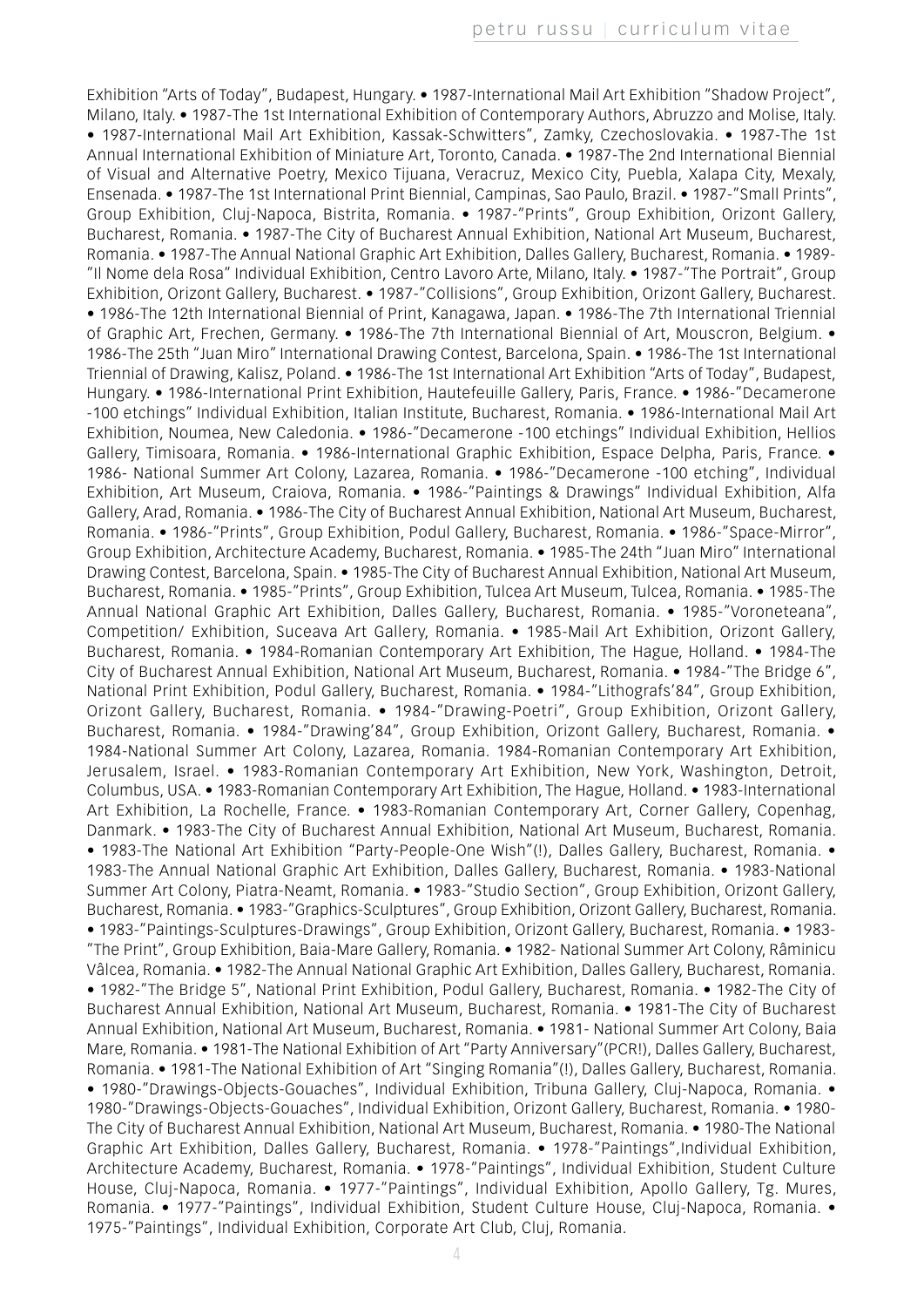Exhibition "Arts of Today", Budapest, Hungary. • 1987-International Mail Art Exhibition "Shadow Project", Milano, Italy. • 1987-The 1st International Exhibition of Contemporary Authors, Abruzzo and Molise, Italy. • 1987-International Mail Art Exhibition, Kassak-Schwitters", Zamky, Czechoslovakia. • 1987-The 1st Annual International Exhibition of Miniature Art, Toronto, Canada. • 1987-The 2nd International Biennial of Visual and Alternative Poetry, Mexico Tijuana, Veracruz, Mexico City, Puebla, Xalapa City, Mexaly, Ensenada. • 1987-The 1st International Print Biennial, Campinas, Sao Paulo, Brazil. • 1987-"Small Prints", Group Exhibition, Cluj-Napoca, Bistrita, Romania. • 1987-"Prints", Group Exhibition, Orizont Gallery, Bucharest, Romania. • 1987-The City of Bucharest Annual Exhibition, National Art Museum, Bucharest, Romania. • 1987-The Annual National Graphic Art Exhibition, Dalles Gallery, Bucharest, Romania. • 1989-"Il Nome dela Rosa" Individual Exhibition, Centro Lavoro Arte, Milano, Italy. • 1987-"The Portrait", Group Exhibition, Orizont Gallery, Bucharest. • 1987-"Collisions", Group Exhibition, Orizont Gallery, Bucharest. • 1986-The 12th International Biennial of Print, Kanagawa, Japan. • 1986-The 7th International Triennial of Graphic Art, Frechen, Germany. • 1986-The 7th International Biennial of Art, Mouscron, Belgium. • 1986-The 25th "Juan Miro" International Drawing Contest, Barcelona, Spain. • 1986-The 1st International Triennial of Drawing, Kalisz, Poland. • 1986-The 1st International Art Exhibition "Arts of Today", Budapest, Hungary. • 1986-International Print Exhibition, Hautefeuille Gallery, Paris, France. • 1986-"Decamerone -100 etchings" Individual Exhibition, Italian Institute, Bucharest, Romania. • 1986-International Mail Art Exhibition, Noumea, New Caledonia. • 1986-"Decamerone -100 etchings" Individual Exhibition, Hellios Gallery, Timisoara, Romania. • 1986-International Graphic Exhibition, Espace Delpha, Paris, France. • 1986- National Summer Art Colony, Lazarea, Romania. • 1986-"Decamerone -100 etching", Individual Exhibition, Art Museum, Craiova, Romania. • 1986-"Paintings & Drawings" Individual Exhibition, Alfa Gallery, Arad, Romania. • 1986-The City of Bucharest Annual Exhibition, National Art Museum, Bucharest, Romania. • 1986-"Prints", Group Exhibition, Podul Gallery, Bucharest, Romania. • 1986-"Space-Mirror", Group Exhibition, Architecture Academy, Bucharest, Romania. • 1985-The 24th "Juan Miro" International Drawing Contest, Barcelona, Spain. • 1985-The City of Bucharest Annual Exhibition, National Art Museum, Bucharest, Romania. • 1985-"Prints", Group Exhibition, Tulcea Art Museum, Tulcea, Romania. • 1985-The Annual National Graphic Art Exhibition, Dalles Gallery, Bucharest, Romania. • 1985-"Voroneteana", Competition/ Exhibition, Suceava Art Gallery, Romania. • 1985-Mail Art Exhibition, Orizont Gallery, Bucharest, Romania. • 1984-Romanian Contemporary Art Exhibition, The Hague, Holland. • 1984-The City of Bucharest Annual Exhibition, National Art Museum, Bucharest, Romania. • 1984-"The Bridge 6", National Print Exhibition, Podul Gallery, Bucharest, Romania. • 1984-"Lithografs'84", Group Exhibition, Orizont Gallery, Bucharest, Romania. • 1984-"Drawing-Poetri", Group Exhibition, Orizont Gallery, Bucharest, Romania. • 1984-"Drawing'84", Group Exhibition, Orizont Gallery, Bucharest, Romania. • 1984-National Summer Art Colony, Lazarea, Romania. 1984-Romanian Contemporary Art Exhibition, Jerusalem, Israel. • 1983-Romanian Contemporary Art Exhibition, New York, Washington, Detroit, Columbus, USA. • 1983-Romanian Contemporary Art Exhibition, The Hague, Holland. • 1983-International Art Exhibition, La Rochelle, France. • 1983-Romanian Contemporary Art, Corner Gallery, Copenhag, Danmark. • 1983-The City of Bucharest Annual Exhibition, National Art Museum, Bucharest, Romania. • 1983-The National Art Exhibition "Party-People-One Wish"(!), Dalles Gallery, Bucharest, Romania. • 1983-The Annual National Graphic Art Exhibition, Dalles Gallery, Bucharest, Romania. • 1983-National Summer Art Colony, Piatra-Neamt, Romania. • 1983-"Studio Section", Group Exhibition, Orizont Gallery, Bucharest, Romania. • 1983-"Graphics-Sculptures", Group Exhibition, Orizont Gallery, Bucharest, Romania. • 1983-"Paintings-Sculptures-Drawings", Group Exhibition, Orizont Gallery, Bucharest, Romania. • 1983-"The Print", Group Exhibition, Baia-Mare Gallery, Romania. • 1982- National Summer Art Colony, Râminicu Vâlcea, Romania. • 1982-The Annual National Graphic Art Exhibition, Dalles Gallery, Bucharest, Romania. • 1982-"The Bridge 5", National Print Exhibition, Podul Gallery, Bucharest, Romania. • 1982-The City of Bucharest Annual Exhibition, National Art Museum, Bucharest, Romania. • 1981-The City of Bucharest Annual Exhibition, National Art Museum, Bucharest, Romania. • 1981- National Summer Art Colony, Baia Mare, Romania. • 1981-The National Exhibition of Art "Party Anniversary"(PCR!), Dalles Gallery, Bucharest, Romania. • 1981-The National Exhibition of Art "Singing Romania"(!), Dalles Gallery, Bucharest, Romania. • 1980-"Drawings-Objects-Gouaches", Individual Exhibition, Tribuna Gallery, Cluj-Napoca, Romania. • 1980-"Drawings-Objects-Gouaches", Individual Exhibition, Orizont Gallery, Bucharest, Romania. • 1980-The City of Bucharest Annual Exhibition, National Art Museum, Bucharest, Romania. • 1980-The National Graphic Art Exhibition, Dalles Gallery, Bucharest, Romania. • 1978-"Paintings",Individual Exhibition, Architecture Academy, Bucharest, Romania. • 1978-"Paintings", Individual Exhibition, Student Culture House, Cluj-Napoca, Romania. • 1977-"Paintings", Individual Exhibition, Apollo Gallery, Tg. Mures, Romania. • 1977-"Paintings", Individual Exhibition, Student Culture House, Cluj-Napoca, Romania. • 1975-"Paintings", Individual Exhibition, Corporate Art Club, Cluj, Romania.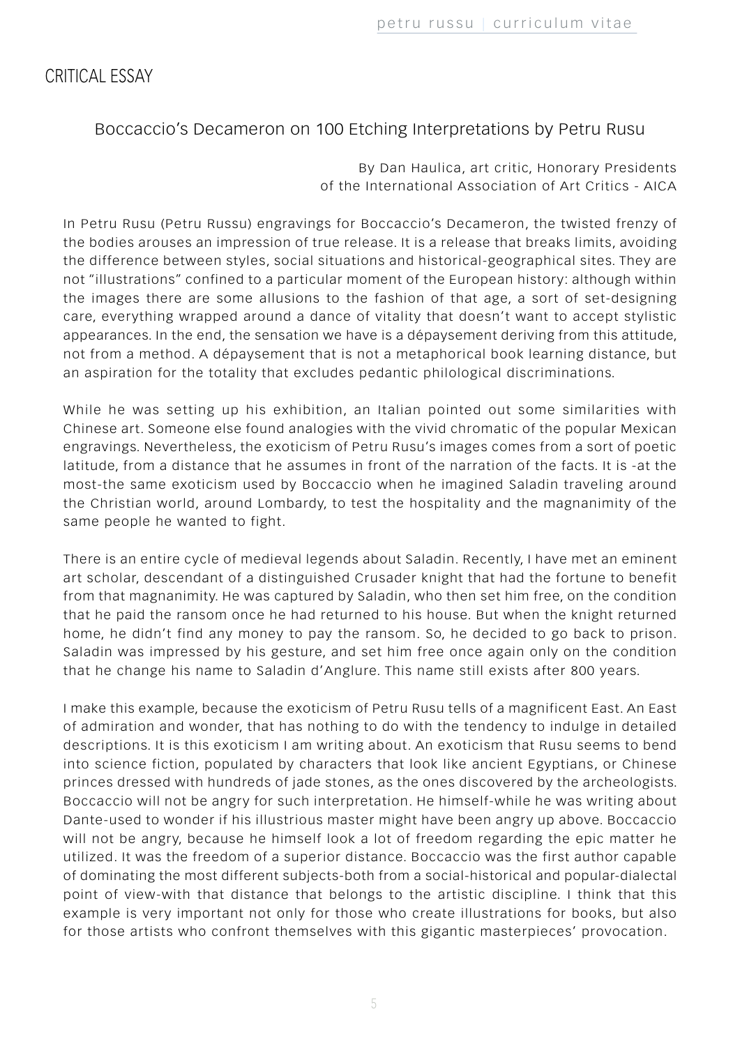# CRITICAL ESSAY

## Boccaccio's Decameron on 100 Etching Interpretations by Petru Rusu

By Dan Haulica, art critic, Honorary Presidents
of the International Association of Art Critics - AICA

In Petru Rusu (Petru Russu) engravings for Boccaccio's Decameron, the twisted frenzy of the bodies arouses an impression of true release. It is a release that breaks limits, avoiding the difference between styles, social situations and historical-geographical sites. They are not "illustrations" confined to a particular moment of the European history: although within the images there are some allusions to the fashion of that age, a sort of set-designing care, everything wrapped around a dance of vitality that doesn't want to accept stylistic appearances. In the end, the sensation we have is a dépaysement deriving from this attitude, not from a method. A dépaysement that is not a metaphorical book learning distance, but an aspiration for the totality that excludes pedantic philological discriminations.

While he was setting up his exhibition, an Italian pointed out some similarities with Chinese art. Someone else found analogies with the vivid chromatic of the popular Mexican engravings. Nevertheless, the exoticism of Petru Rusu's images comes from a sort of poetic latitude, from a distance that he assumes in front of the narration of the facts. It is -at the most-the same exoticism used by Boccaccio when he imagined Saladin traveling around the Christian world, around Lombardy, to test the hospitality and the magnanimity of the same people he wanted to fight.

There is an entire cycle of medieval legends about Saladin. Recently, I have met an eminent art scholar, descendant of a distinguished Crusader knight that had the fortune to benefit from that magnanimity. He was captured by Saladin, who then set him free, on the condition that he paid the ransom once he had returned to his house. But when the knight returned home, he didn't find any money to pay the ransom. So, he decided to go back to prison. Saladin was impressed by his gesture, and set him free once again only on the condition that he change his name to Saladin d'Anglure. This name still exists after 800 years.

I make this example, because the exoticism of Petru Rusu tells of a magnificent East. An East of admiration and wonder, that has nothing to do with the tendency to indulge in detailed descriptions. It is this exoticism I am writing about. An exoticism that Rusu seems to bend into science fiction, populated by characters that look like ancient Egyptians, or Chinese princes dressed with hundreds of jade stones, as the ones discovered by the archeologists. Boccaccio will not be angry for such interpretation. He himself-while he was writing about Dante-used to wonder if his illustrious master might have been angry up above. Boccaccio will not be angry, because he himself look a lot of freedom regarding the epic matter he utilized. It was the freedom of a superior distance. Boccaccio was the first author capable of dominating the most different subjects-both from a social-historical and popular-dialectal point of view-with that distance that belongs to the artistic discipline. I think that this example is very important not only for those who create illustrations for books, but also for those artists who confront themselves with this gigantic masterpieces' provocation.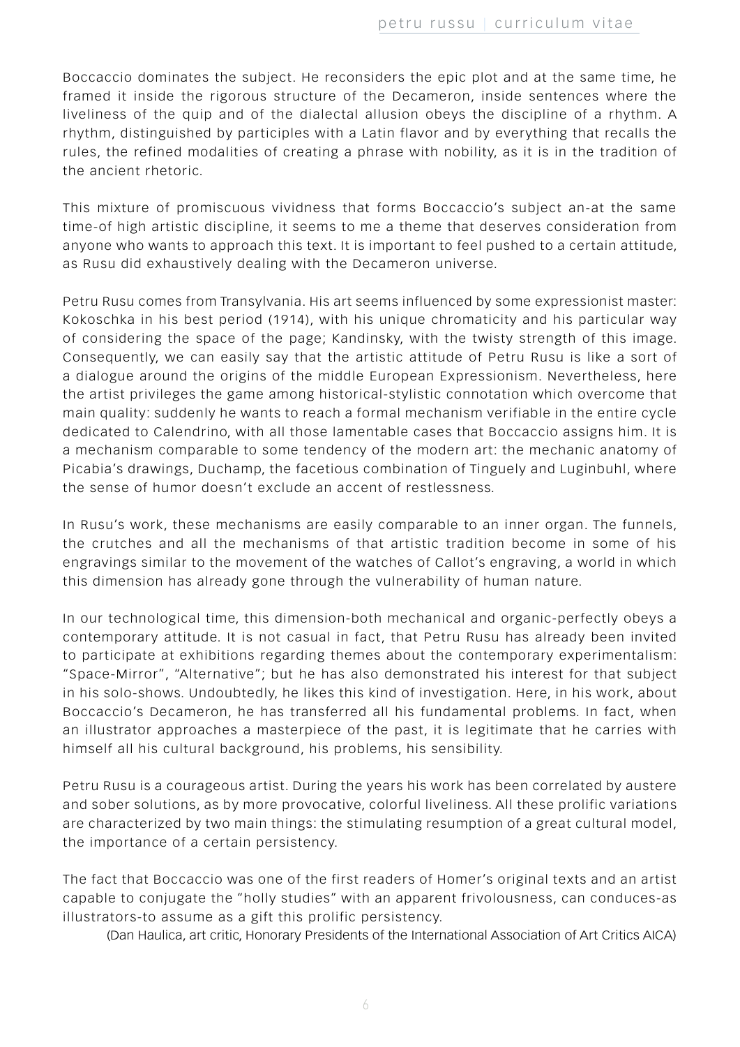Boccaccio dominates the subject. He reconsiders the epic plot and at the same time, he framed it inside the rigorous structure of the Decameron, inside sentences where the liveliness of the quip and of the dialectal allusion obeys the discipline of a rhythm. A rhythm, distinguished by participles with a Latin flavor and by everything that recalls the rules, the refined modalities of creating a phrase with nobility, as it is in the tradition of the ancient rhetoric.

This mixture of promiscuous vividness that forms Boccaccio's subject an-at the same time-of high artistic discipline, it seems to me a theme that deserves consideration from anyone who wants to approach this text. It is important to feel pushed to a certain attitude, as Rusu did exhaustively dealing with the Decameron universe.

Petru Rusu comes from Transylvania. His art seems influenced by some expressionist master: Kokoschka in his best period (1914), with his unique chromaticity and his particular way of considering the space of the page; Kandinsky, with the twisty strength of this image. Consequently, we can easily say that the artistic attitude of Petru Rusu is like a sort of a dialogue around the origins of the middle European Expressionism. Nevertheless, here the artist privileges the game among historical-stylistic connotation which overcome that main quality: suddenly he wants to reach a formal mechanism verifiable in the entire cycle dedicated to Calendrino, with all those lamentable cases that Boccaccio assigns him. It is a mechanism comparable to some tendency of the modern art: the mechanic anatomy of Picabia's drawings, Duchamp, the facetious combination of Tinguely and Luginbuhl, where the sense of humor doesn't exclude an accent of restlessness.

In Rusu's work, these mechanisms are easily comparable to an inner organ. The funnels, the crutches and all the mechanisms of that artistic tradition become in some of his engravings similar to the movement of the watches of Callot's engraving, a world in which this dimension has already gone through the vulnerability of human nature.

In our technological time, this dimension-both mechanical and organic-perfectly obeys a contemporary attitude. It is not casual in fact, that Petru Rusu has already been invited to participate at exhibitions regarding themes about the contemporary experimentalism: "Space-Mirror", "Alternative"; but he has also demonstrated his interest for that subject in his solo-shows. Undoubtedly, he likes this kind of investigation. Here, in his work, about Boccaccio's Decameron, he has transferred all his fundamental problems. In fact, when an illustrator approaches a masterpiece of the past, it is legitimate that he carries with himself all his cultural background, his problems, his sensibility.

Petru Rusu is a courageous artist. During the years his work has been correlated by austere and sober solutions, as by more provocative, colorful liveliness. All these prolific variations are characterized by two main things: the stimulating resumption of a great cultural model, the importance of a certain persistency.

The fact that Boccaccio was one of the first readers of Homer's original texts and an artist capable to conjugate the "holly studies" with an apparent frivolousness, can conduces-as illustrators-to assume as a gift this prolific persistency.

(Dan Haulica, art critic, Honorary Presidents of the International Association of Art Critics AICA)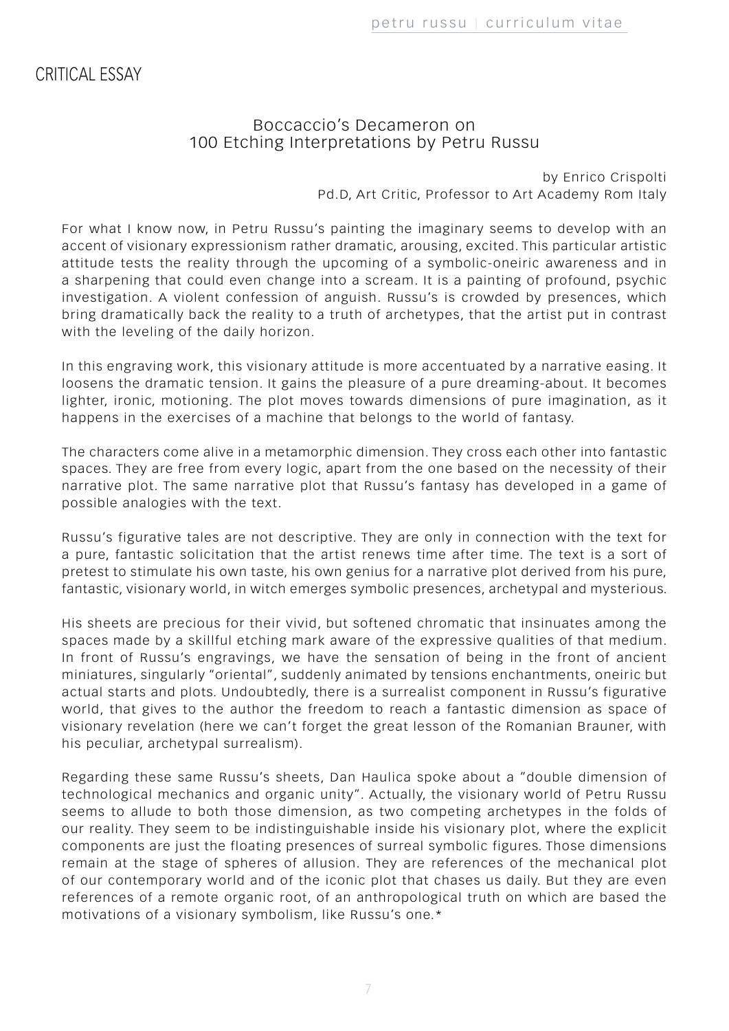# CRITICAL ESSAY

## Boccaccio's Decameron on 100 Etching Interpretations by Petru Russu

by Enrico Crispolti
Pd.D, Art Critic, Professor to Art Academy Rom Italy

For what I know now, in Petru Russu's painting the imaginary seems to develop with an accent of visionary expressionism rather dramatic, arousing, excited. This particular artistic attitude tests the reality through the upcoming of a symbolic-oneiric awareness and in a sharpening that could even change into a scream. It is a painting of profound, psychic investigation. A violent confession of anguish. Russu's is crowded by presences, which bring dramatically back the reality to a truth of archetypes, that the artist put in contrast with the leveling of the daily horizon.

In this engraving work, this visionary attitude is more accentuated by a narrative easing. It loosens the dramatic tension. It gains the pleasure of a pure dreaming-about. It becomes lighter, ironic, motioning. The plot moves towards dimensions of pure imagination, as it happens in the exercises of a machine that belongs to the world of fantasy.

The characters come alive in a metamorphic dimension. They cross each other into fantastic spaces. They are free from every logic, apart from the one based on the necessity of their narrative plot. The same narrative plot that Russu's fantasy has developed in a game of possible analogies with the text.

Russu's figurative tales are not descriptive. They are only in connection with the text for a pure, fantastic solicitation that the artist renews time after time. The text is a sort of pretest to stimulate his own taste, his own genius for a narrative plot derived from his pure, fantastic, visionary world, in witch emerges symbolic presences, archetypal and mysterious.

His sheets are precious for their vivid, but softened chromatic that insinuates among the spaces made by a skillful etching mark aware of the expressive qualities of that medium. In front of Russu's engravings, we have the sensation of being in the front of ancient miniatures, singularly "oriental", suddenly animated by tensions enchantments, oneiric but actual starts and plots. Undoubtedly, there is a surrealist component in Russu's figurative world, that gives to the author the freedom to reach a fantastic dimension as space of visionary revelation (here we can't forget the great lesson of the Romanian Brauner, with his peculiar, archetypal surrealism).

Regarding these same Russu's sheets, Dan Haulica spoke about a "double dimension of technological mechanics and organic unity". Actually, the visionary world of Petru Russu seems to allude to both those dimension, as two competing archetypes in the folds of our reality. They seem to be indistinguishable inside his visionary plot, where the explicit components are just the floating presences of surreal symbolic figures. Those dimensions remain at the stage of spheres of allusion. They are references of the mechanical plot of our contemporary world and of the iconic plot that chases us daily. But they are even references of a remote organic root, of an anthropological truth on which are based the motivations of a visionary symbolism, like Russu's one.*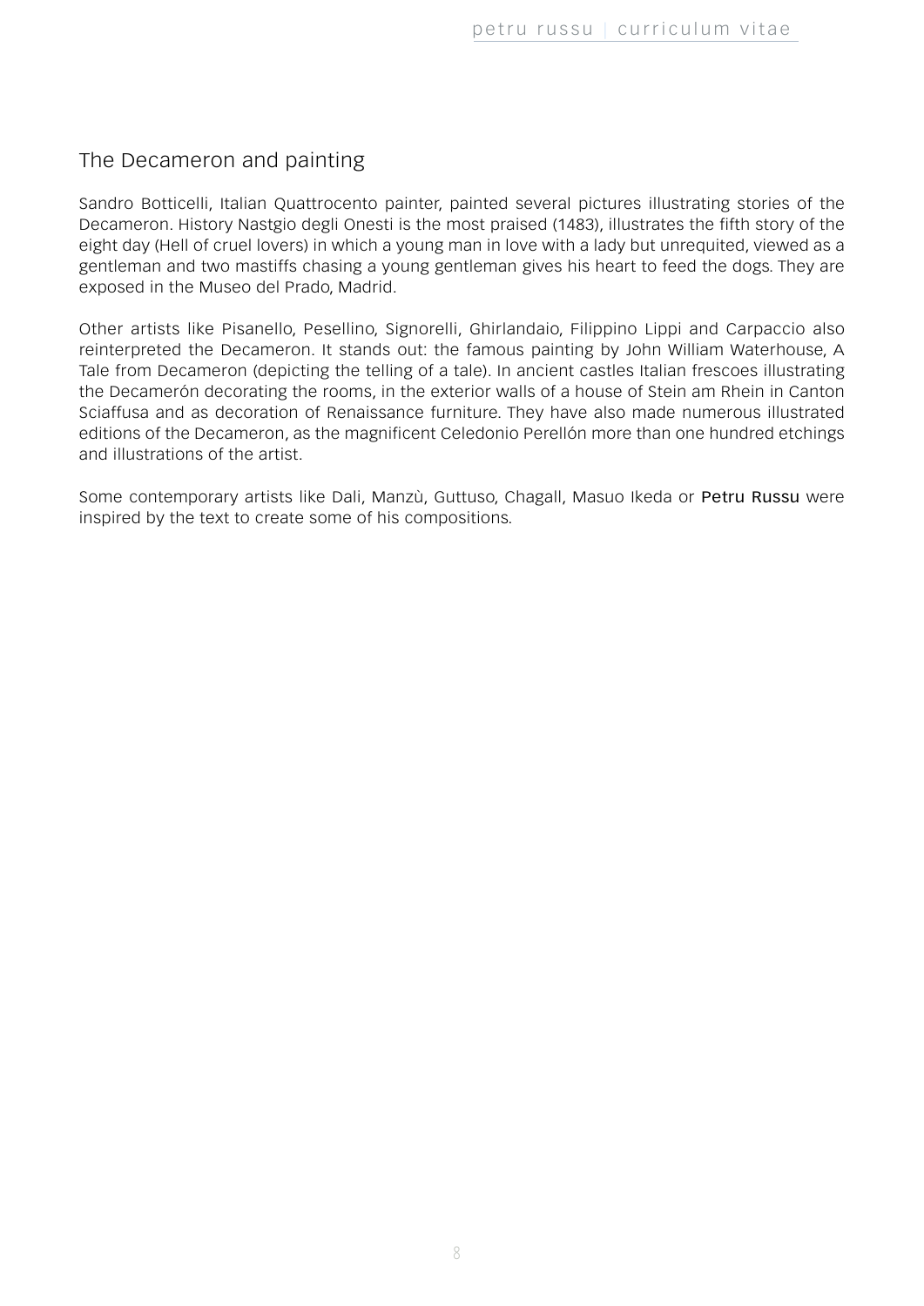## The Decameron and painting

Sandro Botticelli, Italian Quattrocento painter, painted several pictures illustrating stories of the Decameron. History Nastgio degli Onesti is the most praised (1483), illustrates the fifth story of the eight day (Hell of cruel lovers) in which a young man in love with a lady but unrequited, viewed as a gentleman and two mastiffs chasing a young gentleman gives his heart to feed the dogs. They are exposed in the Museo del Prado, Madrid.

Other artists like Pisanello, Pesellino, Signorelli, Ghirlandaio, Filippino Lippi and Carpaccio also reinterpreted the Decameron. It stands out: the famous painting by John William Waterhouse, A Tale from Decameron (depicting the telling of a tale). In ancient castles Italian frescoes illustrating the Decamerón decorating the rooms, in the exterior walls of a house of Stein am Rhein in Canton Sciaffusa and as decoration of Renaissance furniture. They have also made numerous illustrated editions of the Decameron, as the magnificent Celedonio Perellón more than one hundred etchings and illustrations of the artist.

Some contemporary artists like Dali, Manzù, Guttuso, Chagall, Masuo Ikeda or Petru Russu were inspired by the text to create some of his compositions.